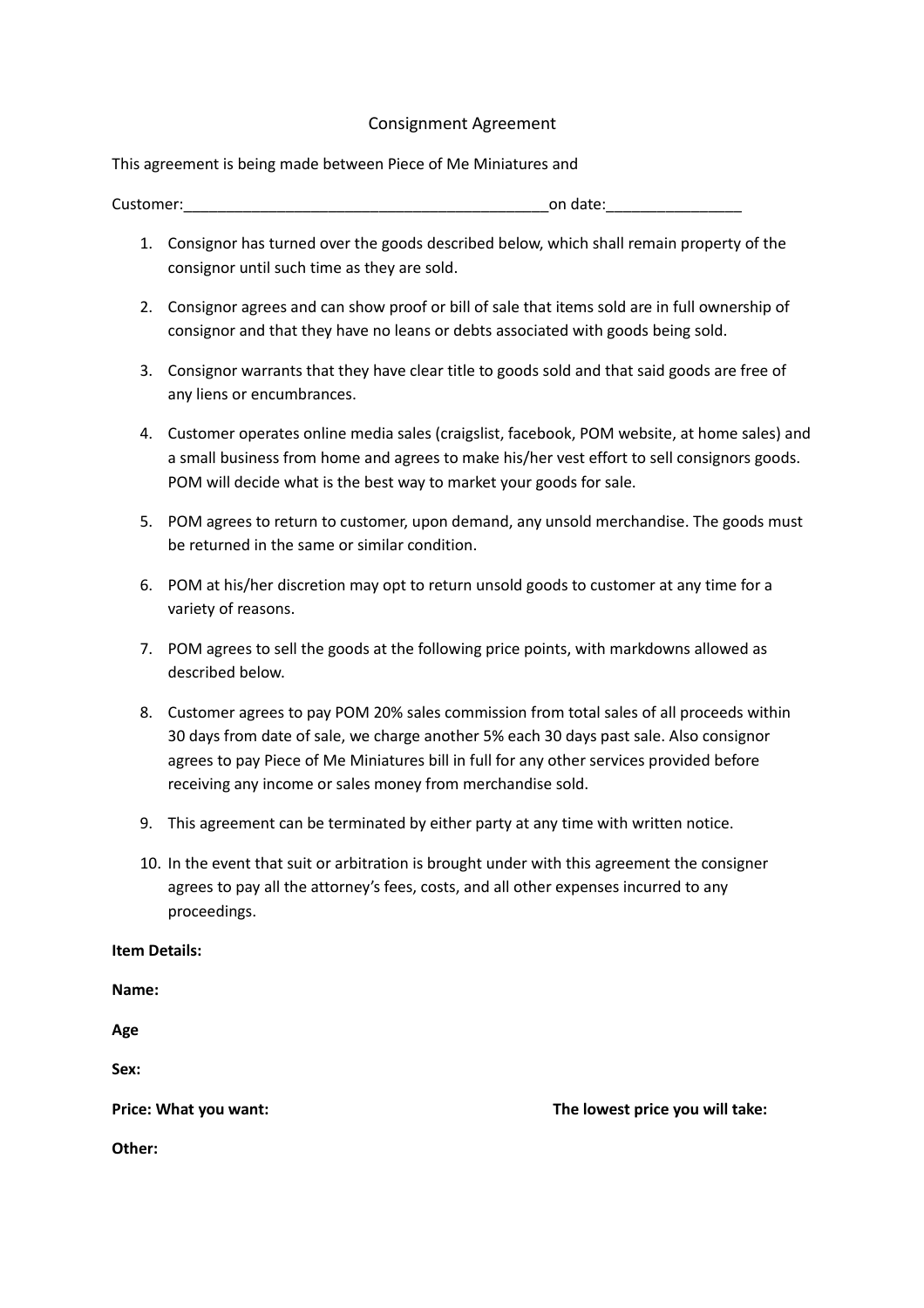# Consignment Agreement

This agreement is being made between Piece of Me Miniatures and

Customer:_____________________________________________on date:________________

1. Consignor has turned over the goods described below, which shall remain property of the consignor until such time as they are sold.

2. Consignor agrees and can show proof or bill of sale that items sold are in full ownership of consignor and that they have no leans or debts associated with goods being sold.

3. Consignor warrants that they have clear title to goods sold and that said goods are free of any liens or encumbrances.

4. Customer operates online media sales (craigslist, facebook, POM website, at home sales) and a small business from home and agrees to make his/her vest effort to sell consignors goods. POM will decide what is the best way to market your goods for sale.

5. POM agrees to return to customer, upon demand, any unsold merchandise. The goods must be returned in the same or similar condition.

6. POM at his/her discretion may opt to return unsold goods to customer at any time for a variety of reasons.

7. POM agrees to sell the goods at the following price points, with markdowns allowed as described below.

8. Customer agrees to pay POM 20% sales commission from total sales of all proceeds within 30 days from date of sale, we charge another 5% each 30 days past sale. Also consignor agrees to pay Piece of Me Miniatures bill in full for any other services provided before receiving any income or sales money from merchandise sold.

9. This agreement can be terminated by either party at any time with written notice.

10. In the event that suit or arbitration is brought under with this agreement the consigner agrees to pay all the attorney's fees, costs, and all other expenses incurred to any proceedings.

**Item Details:**

**Name:**

**Age**

**Sex:**

**Price: What you want:** **The lowest price you will take:**

**Other:**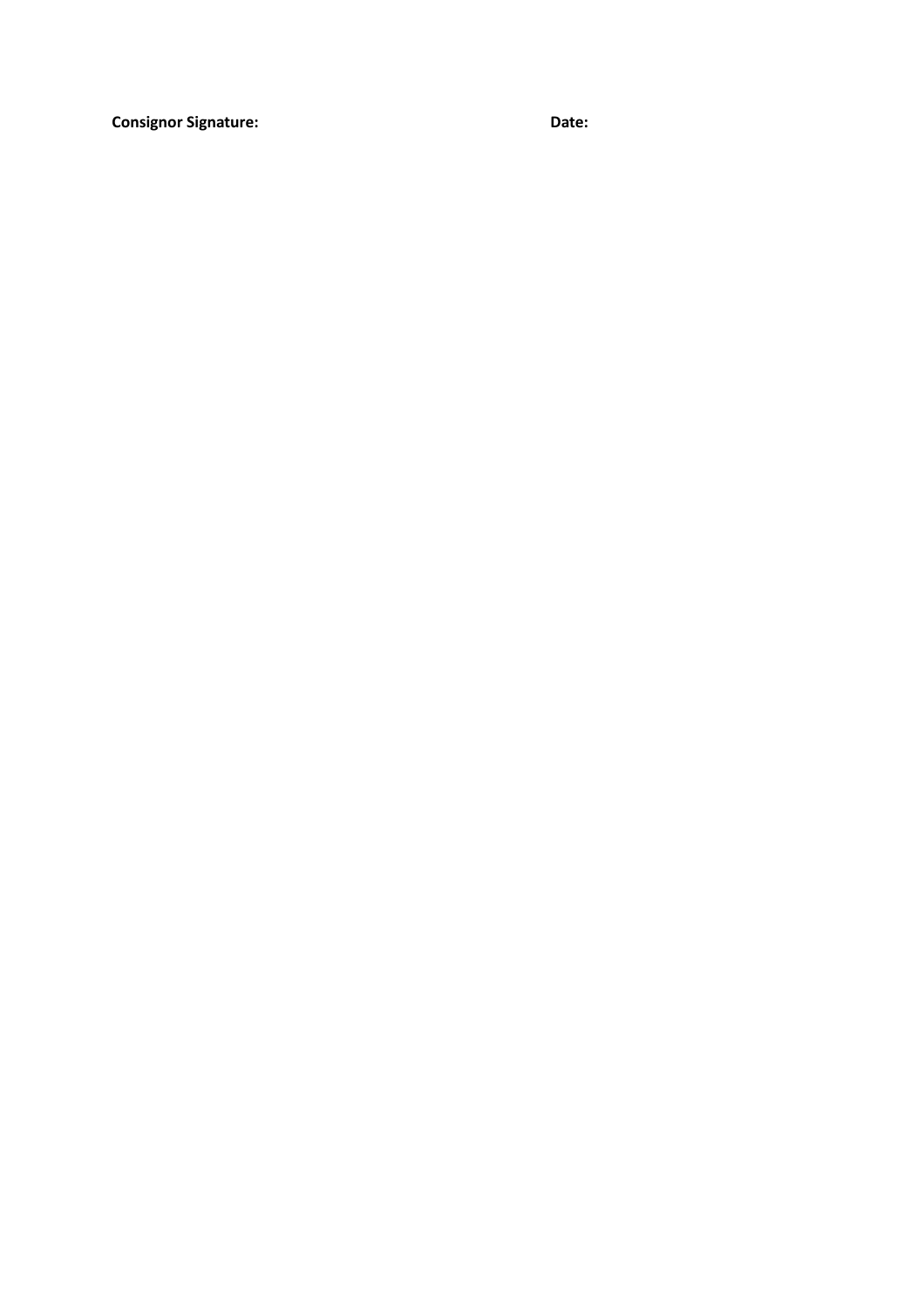**Consignor Signature:** **Date:**